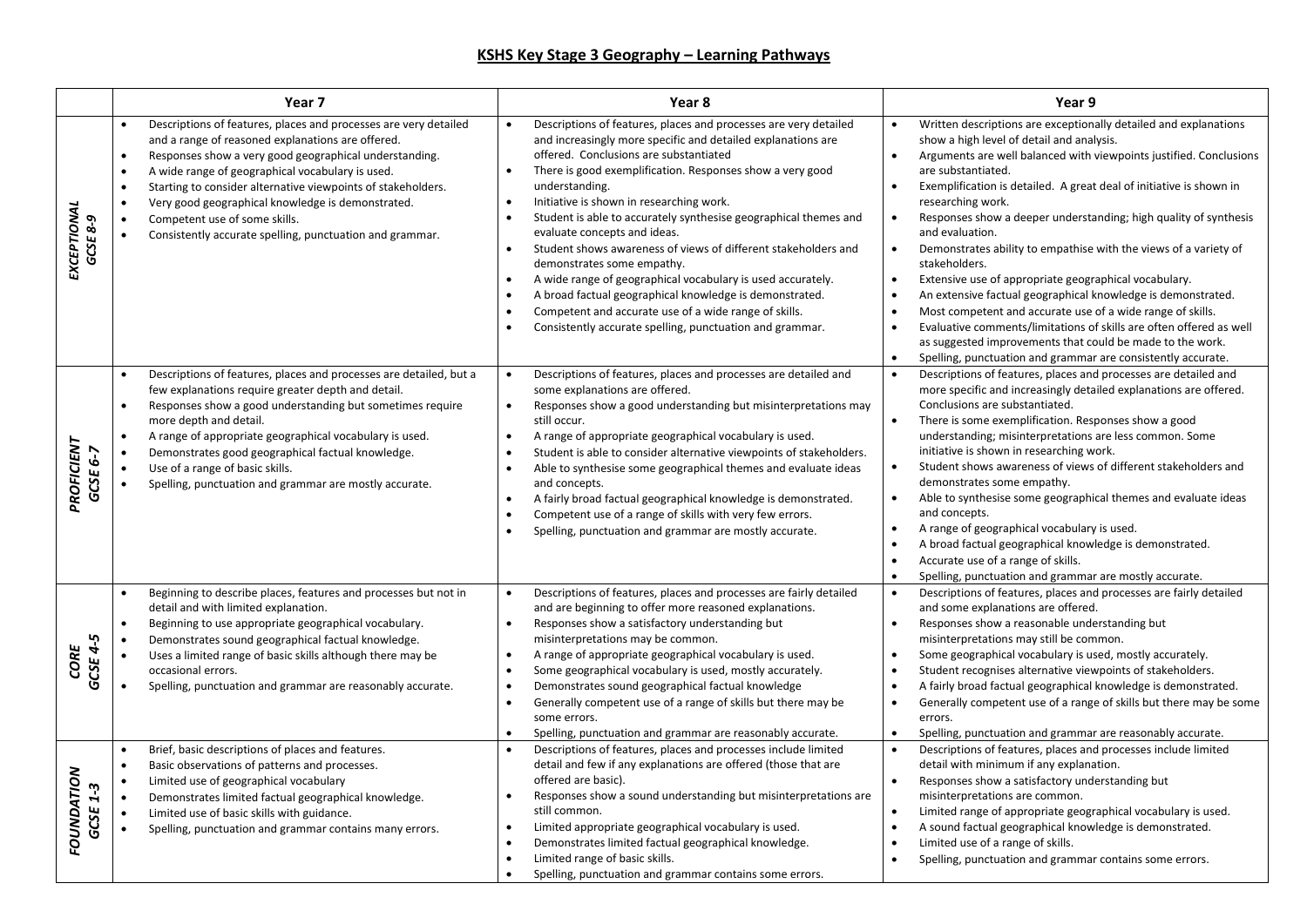# KSHS Key Stage 3 Geography – Learning Pathways

| | Year 7 | Year 8 | Year 9 |
|---|---|---|---|
| ***EXCEPTIONAL GCSE 8-9*** | • Descriptions of features, places and processes are very detailed and a range of reasoned explanations are offered.<br>• Responses show a very good geographical understanding.<br>• A wide range of geographical vocabulary is used.<br>• Starting to consider alternative viewpoints of stakeholders.<br>• Very good geographical knowledge is demonstrated.<br>• Competent use of some skills.<br>• Consistently accurate spelling, punctuation and grammar. | • Descriptions of features, places and processes are very detailed and increasingly more specific and detailed explanations are offered. Conclusions are substantiated<br>• There is good exemplification. Responses show a very good understanding.<br>• Initiative is shown in researching work.<br>• Student is able to accurately synthesise geographical themes and evaluate concepts and ideas.<br>• Student shows awareness of views of different stakeholders and demonstrates some empathy.<br>• A wide range of geographical vocabulary is used accurately.<br>• A broad factual geographical knowledge is demonstrated.<br>• Competent and accurate use of a wide range of skills.<br>• Consistently accurate spelling, punctuation and grammar. | • Written descriptions are exceptionally detailed and explanations show a high level of detail and analysis.<br>• Arguments are well balanced with viewpoints justified. Conclusions are substantiated.<br>• Exemplification is detailed. A great deal of initiative is shown in researching work.<br>• Responses show a deeper understanding; high quality of synthesis and evaluation.<br>• Demonstrates ability to empathise with the views of a variety of stakeholders.<br>• Extensive use of appropriate geographical vocabulary.<br>• An extensive factual geographical knowledge is demonstrated.<br>• Most competent and accurate use of a wide range of skills.<br>• Evaluative comments/limitations of skills are often offered as well as suggested improvements that could be made to the work.<br>• Spelling, punctuation and grammar are consistently accurate. |
| ***PROFICIENT GCSE 6-7*** | • Descriptions of features, places and processes are detailed, but a few explanations require greater depth and detail.<br>• Responses show a good understanding but sometimes require more depth and detail.<br>• A range of appropriate geographical vocabulary is used.<br>• Demonstrates good geographical factual knowledge.<br>• Use of a range of basic skills.<br>• Spelling, punctuation and grammar are mostly accurate. | • Descriptions of features, places and processes are detailed and some explanations are offered.<br>• Responses show a good understanding but misinterpretations may still occur.<br>• A range of appropriate geographical vocabulary is used.<br>• Student is able to consider alternative viewpoints of stakeholders.<br>• Able to synthesise some geographical themes and evaluate ideas and concepts.<br>• A fairly broad factual geographical knowledge is demonstrated.<br>• Competent use of a range of skills with very few errors.<br>• Spelling, punctuation and grammar are mostly accurate. | • Descriptions of features, places and processes are detailed and more specific and increasingly detailed explanations are offered. Conclusions are substantiated.<br>• There is some exemplification. Responses show a good understanding; misinterpretations are less common. Some initiative is shown in researching work.<br>• Student shows awareness of views of different stakeholders and demonstrates some empathy.<br>• Able to synthesise some geographical themes and evaluate ideas and concepts.<br>• A range of geographical vocabulary is used.<br>• A broad factual geographical knowledge is demonstrated.<br>• Accurate use of a range of skills.<br>• Spelling, punctuation and grammar are mostly accurate. |
| ***CORE GCSE 4-5*** | • Beginning to describe places, features and processes but not in detail and with limited explanation.<br>• Beginning to use appropriate geographical vocabulary.<br>• Demonstrates sound geographical factual knowledge.<br>• Uses a limited range of basic skills although there may be occasional errors.<br>• Spelling, punctuation and grammar are reasonably accurate. | • Descriptions of features, places and processes are fairly detailed and are beginning to offer more reasoned explanations.<br>• Responses show a satisfactory understanding but misinterpretations may be common.<br>• A range of appropriate geographical vocabulary is used.<br>• Some geographical vocabulary is used, mostly accurately.<br>• Demonstrates sound geographical factual knowledge<br>• Generally competent use of a range of skills but there may be some errors.<br>• Spelling, punctuation and grammar are reasonably accurate. | • Descriptions of features, places and processes are fairly detailed and some explanations are offered.<br>• Responses show a reasonable understanding but misinterpretations may still be common.<br>• Some geographical vocabulary is used, mostly accurately.<br>• Student recognises alternative viewpoints of stakeholders.<br>• A fairly broad factual geographical knowledge is demonstrated.<br>• Generally competent use of a range of skills but there may be some errors.<br>• Spelling, punctuation and grammar are reasonably accurate. |
| ***FOUNDATION GCSE 1-3*** | • Brief, basic descriptions of places and features.<br>• Basic observations of patterns and processes.<br>• Limited use of geographical vocabulary<br>• Demonstrates limited factual geographical knowledge.<br>• Limited use of basic skills with guidance.<br>• Spelling, punctuation and grammar contains many errors. | • Descriptions of features, places and processes include limited detail and few if any explanations are offered (those that are offered are basic).<br>• Responses show a sound understanding but misinterpretations are still common.<br>• Limited appropriate geographical vocabulary is used.<br>• Demonstrates limited factual geographical knowledge.<br>• Limited range of basic skills.<br>• Spelling, punctuation and grammar contains some errors. | • Descriptions of features, places and processes include limited detail with minimum if any explanation.<br>• Responses show a satisfactory understanding but misinterpretations are common.<br>• Limited range of appropriate geographical vocabulary is used.<br>• A sound factual geographical knowledge is demonstrated.<br>• Limited use of a range of skills.<br>• Spelling, punctuation and grammar contains some errors. |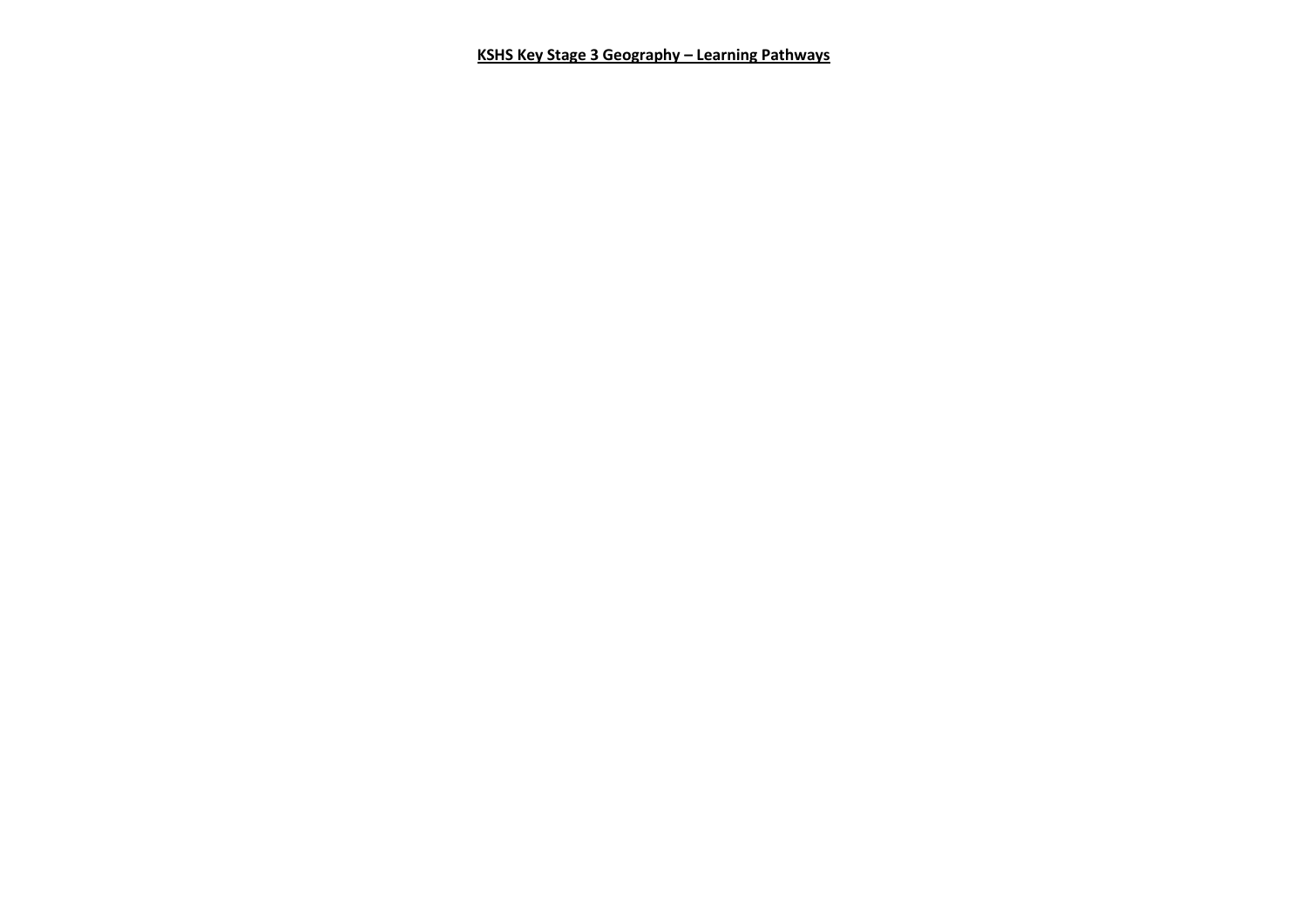**KSHS Key Stage 3 Geography – Learning Pathways**